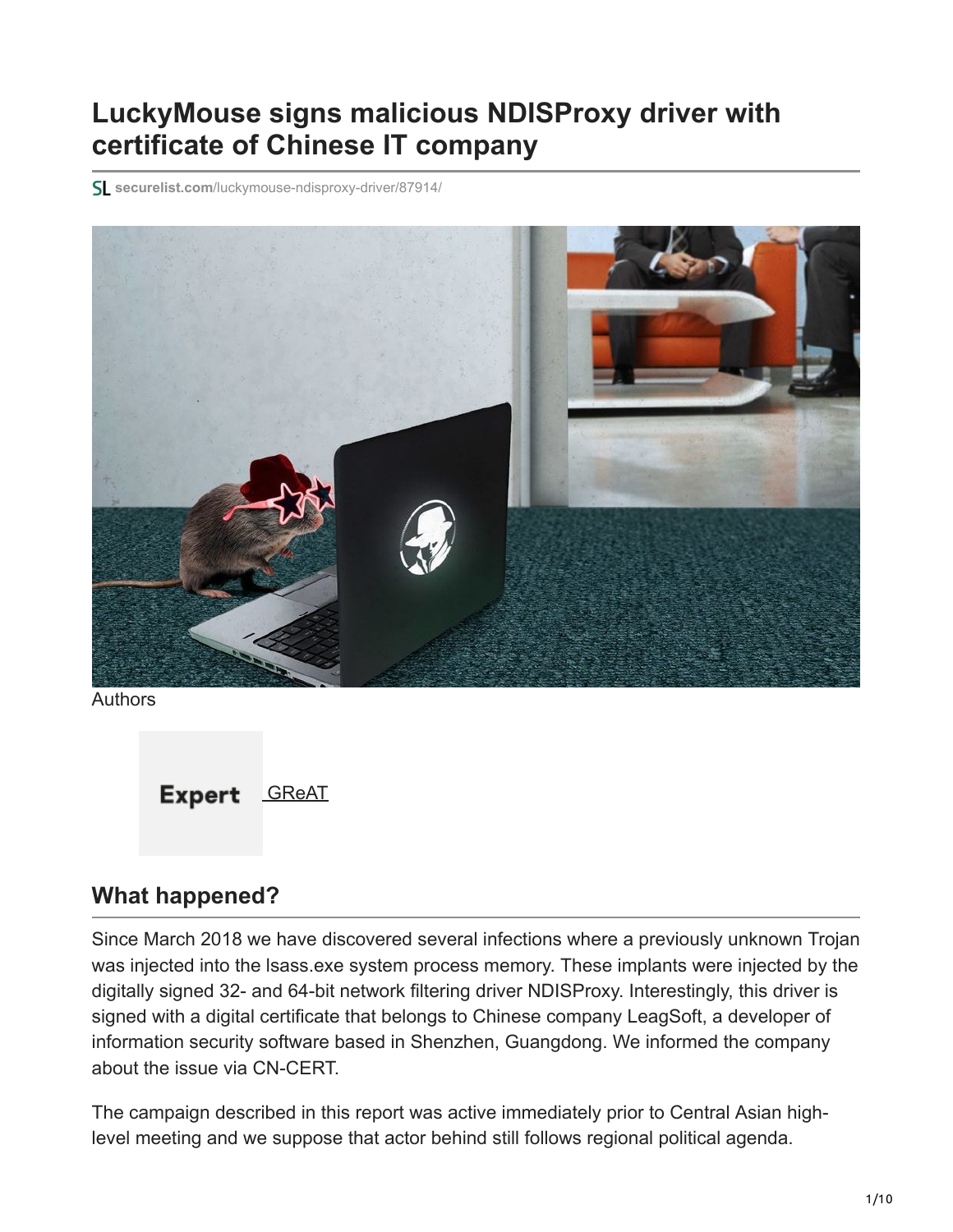# LuckyMouse signs malicious NDISProxy driver with certificate of Chinese IT company

securelist.com/luckymouse-ndisproxy-driver/87914/

Authors

Expert GReAT

## What happened?

Since March 2018 we have discovered several infections where a previously unknown Trojan was injected into the lsass.exe system process memory. These implants were injected by the digitally signed 32- and 64-bit network filtering driver NDISProxy. Interestingly, this driver is signed with a digital certificate that belongs to Chinese company LeagSoft, a developer of information security software based in Shenzhen, Guangdong. We informed the company about the issue via CN-CERT.

The campaign described in this report was active immediately prior to Central Asian high-level meeting and we suppose that actor behind still follows regional political agenda.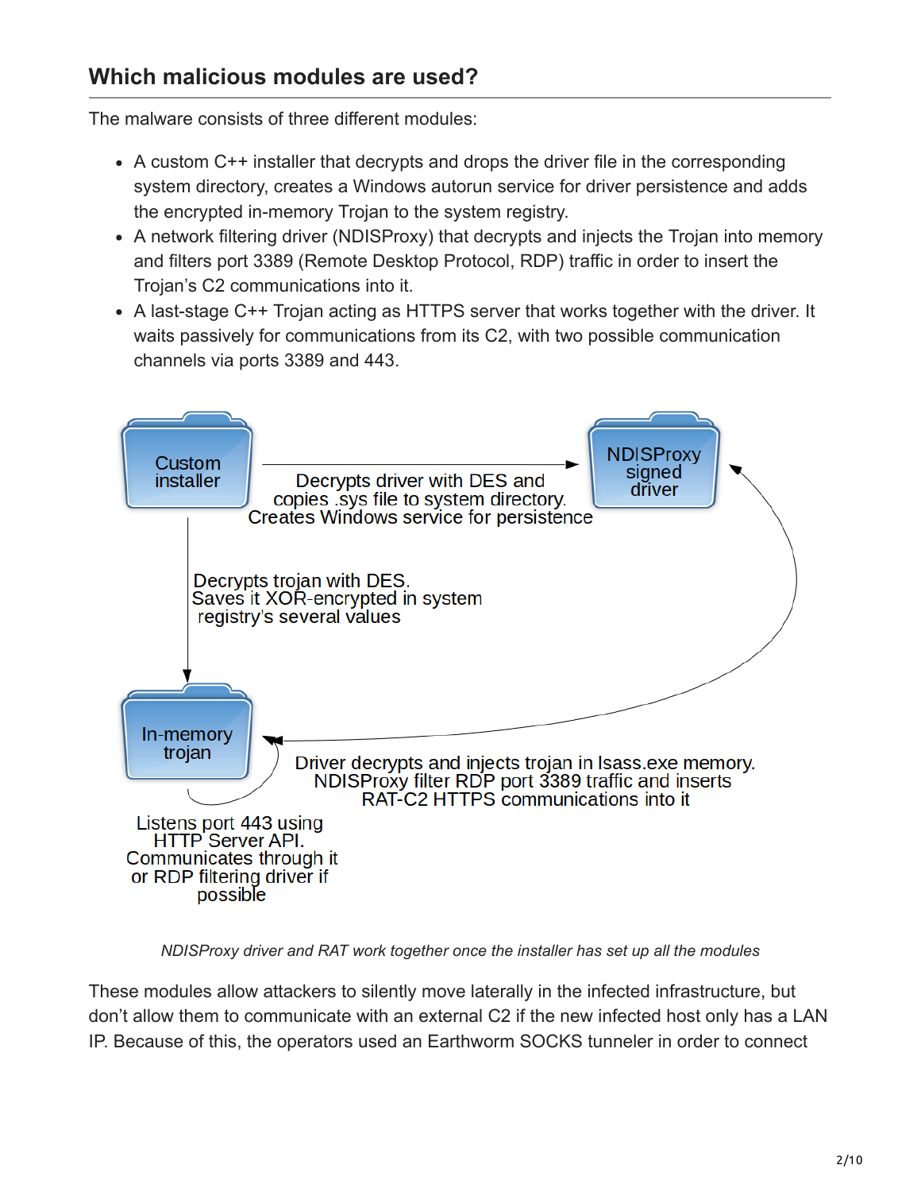## Which malicious modules are used?

The malware consists of three different modules:

- A custom C++ installer that decrypts and drops the driver file in the corresponding system directory, creates a Windows autorun service for driver persistence and adds the encrypted in-memory Trojan to the system registry.
- A network filtering driver (NDISProxy) that decrypts and injects the Trojan into memory and filters port 3389 (Remote Desktop Protocol, RDP) traffic in order to insert the Trojan's C2 communications into it.
- A last-stage C++ Trojan acting as HTTPS server that works together with the driver. It waits passively for communications from its C2, with two possible communication channels via ports 3389 and 443.

*NDISProxy driver and RAT work together once the installer has set up all the modules*

These modules allow attackers to silently move laterally in the infected infrastructure, but don't allow them to communicate with an external C2 if the new infected host only has a LAN IP. Because of this, the operators used an Earthworm SOCKS tunneler in order to connect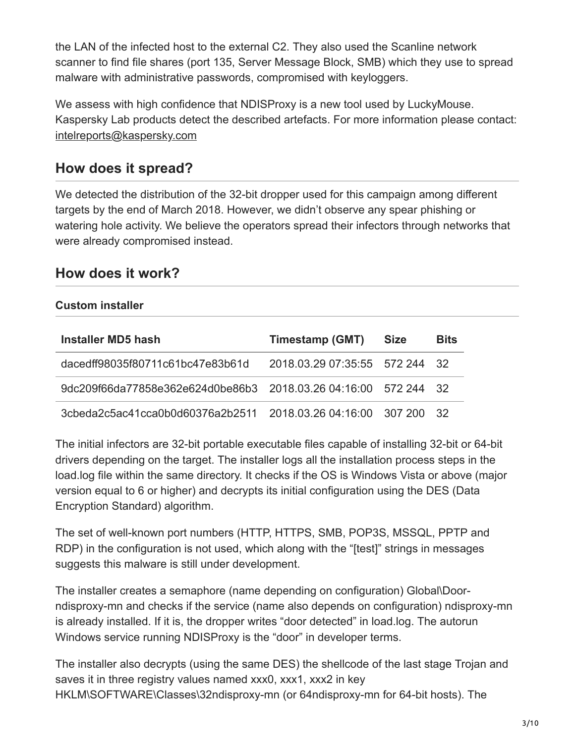the LAN of the infected host to the external C2. They also used the Scanline network scanner to find file shares (port 135, Server Message Block, SMB) which they use to spread malware with administrative passwords, compromised with keyloggers.

We assess with high confidence that NDISProxy is a new tool used by LuckyMouse. Kaspersky Lab products detect the described artefacts. For more information please contact: intelreports@kaspersky.com

## How does it spread?

We detected the distribution of the 32-bit dropper used for this campaign among different targets by the end of March 2018. However, we didn't observe any spear phishing or watering hole activity. We believe the operators spread their infectors through networks that were already compromised instead.

## How does it work?

### Custom installer

| Installer MD5 hash | Timestamp (GMT) | Size | Bits |
|---|---|---|---|
| dacedff98035f80711c61bc47e83b61d | 2018.03.29 07:35:55 | 572 244 | 32 |
| 9dc209f66da77858e362e624d0be86b3 | 2018.03.26 04:16:00 | 572 244 | 32 |
| 3cbeda2c5ac41cca0b0d60376a2b2511 | 2018.03.26 04:16:00 | 307 200 | 32 |

The initial infectors are 32-bit portable executable files capable of installing 32-bit or 64-bit drivers depending on the target. The installer logs all the installation process steps in the load.log file within the same directory. It checks if the OS is Windows Vista or above (major version equal to 6 or higher) and decrypts its initial configuration using the DES (Data Encryption Standard) algorithm.

The set of well-known port numbers (HTTP, HTTPS, SMB, POP3S, MSSQL, PPTP and RDP) in the configuration is not used, which along with the "[test]" strings in messages suggests this malware is still under development.

The installer creates a semaphore (name depending on configuration) Global\Door-ndisproxy-mn and checks if the service (name also depends on configuration) ndisproxy-mn is already installed. If it is, the dropper writes "door detected" in load.log. The autorun Windows service running NDISProxy is the "door" in developer terms.

The installer also decrypts (using the same DES) the shellcode of the last stage Trojan and saves it in three registry values named xxx0, xxx1, xxx2 in key HKLM\SOFTWARE\Classes\32ndisproxy-mn (or 64ndisproxy-mn for 64-bit hosts). The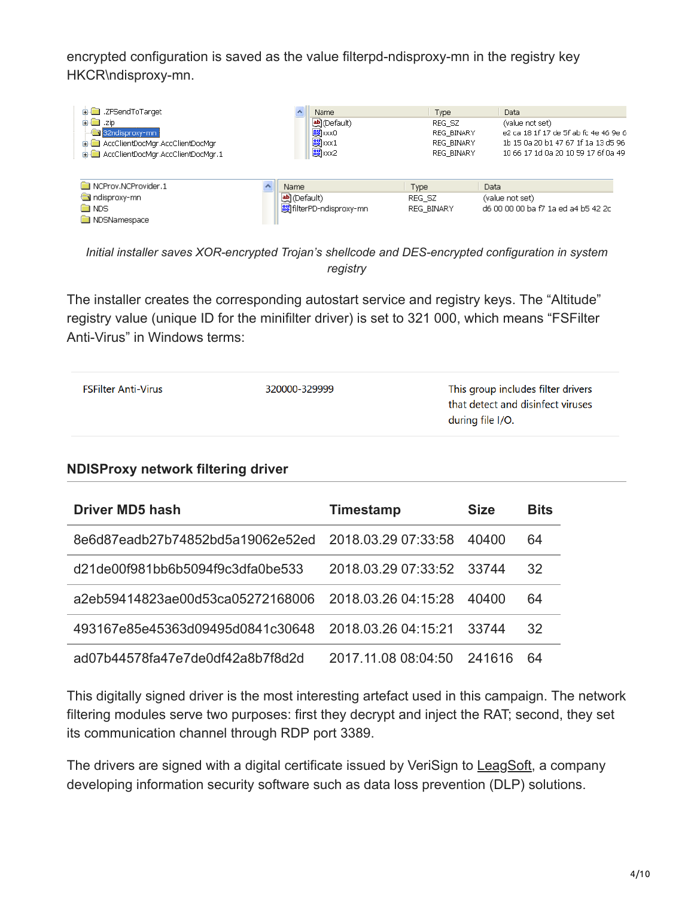encrypted configuration is saved as the value filterpd-ndisproxy-mn in the registry key HKCR\ndisproxy-mn.

*Initial installer saves XOR-encrypted Trojan's shellcode and DES-encrypted configuration in system registry*

The installer creates the corresponding autostart service and registry keys. The "Altitude" registry value (unique ID for the minifilter driver) is set to 321 000, which means "FSFilter Anti-Virus" in Windows terms:

| | | |
|---|---|---|
| FSFilter Anti-Virus | 320000-329999 | This group includes filter drivers that detect and disinfect viruses during file I/O. |

### NDISProxy network filtering driver

| Driver MD5 hash | Timestamp | Size | Bits |
|---|---|---|---|
| 8e6d87eadb27b74852bd5a19062e52ed | 2018.03.29 07:33:58 | 40400 | 64 |
| d21de00f981bb6b5094f9c3dfa0be533 | 2018.03.29 07:33:52 | 33744 | 32 |
| a2eb59414823ae00d53ca05272168006 | 2018.03.26 04:15:28 | 40400 | 64 |
| 493167e85e45363d09495d0841c30648 | 2018.03.26 04:15:21 | 33744 | 32 |
| ad07b44578fa47e7de0df42a8b7f8d2d | 2017.11.08 08:04:50 | 241616 | 64 |

This digitally signed driver is the most interesting artefact used in this campaign. The network filtering modules serve two purposes: first they decrypt and inject the RAT; second, they set its communication channel through RDP port 3389.

The drivers are signed with a digital certificate issued by VeriSign to LeagSoft, a company developing information security software such as data loss prevention (DLP) solutions.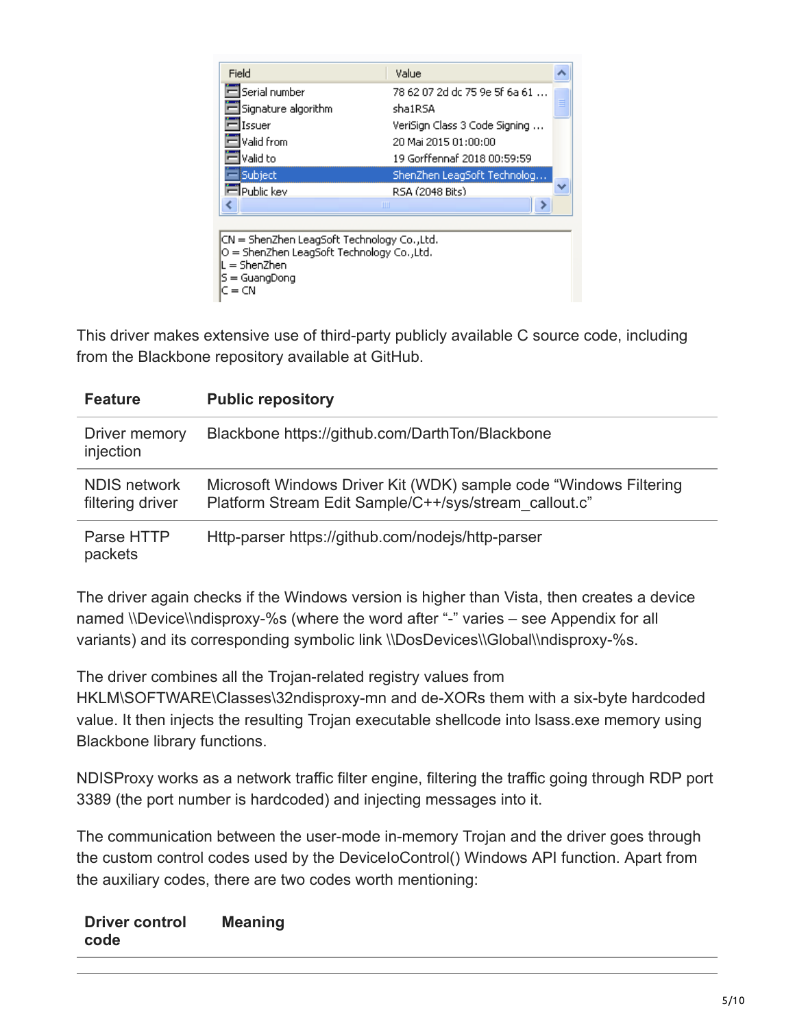| Field | Value |
| --- | --- |
| Serial number | 78 62 07 2d dc 75 9e 5f 6a 61 ... |
| Signature algorithm | sha1RSA |
| Issuer | VeriSign Class 3 Code Signing ... |
| Valid from | 20 Mai 2015 01:00:00 |
| Valid to | 19 Gorffennaf 2018 00:59:59 |
| Subject | ShenZhen LeagSoft Technolog... |
| Public key | RSA (2048 Bits) |

CN = ShenZhen LeagSoft Technology Co.,Ltd.
O = ShenZhen LeagSoft Technology Co.,Ltd.
L = ShenZhen
S = GuangDong
C = CN

This driver makes extensive use of third-party publicly available C source code, including from the Blackbone repository available at GitHub.

| Feature | Public repository |
| --- | --- |
| Driver memory injection | Blackbone https://github.com/DarthTon/Blackbone |
| NDIS network filtering driver | Microsoft Windows Driver Kit (WDK) sample code "Windows Filtering Platform Stream Edit Sample/C++/sys/stream_callout.c" |
| Parse HTTP packets | Http-parser https://github.com/nodejs/http-parser |

The driver again checks if the Windows version is higher than Vista, then creates a device named \\Device\\ndisproxy-%s (where the word after "-" varies – see Appendix for all variants) and its corresponding symbolic link \\DosDevices\\Global\\ndisproxy-%s.

The driver combines all the Trojan-related registry values from HKLM\SOFTWARE\Classes\32ndisproxy-mn and de-XORs them with a six-byte hardcoded value. It then injects the resulting Trojan executable shellcode into lsass.exe memory using Blackbone library functions.

NDISProxy works as a network traffic filter engine, filtering the traffic going through RDP port 3389 (the port number is hardcoded) and injecting messages into it.

The communication between the user-mode in-memory Trojan and the driver goes through the custom control codes used by the DeviceIoControl() Windows API function. Apart from the auxiliary codes, there are two codes worth mentioning:

| Driver control code | Meaning |
| --- | --- |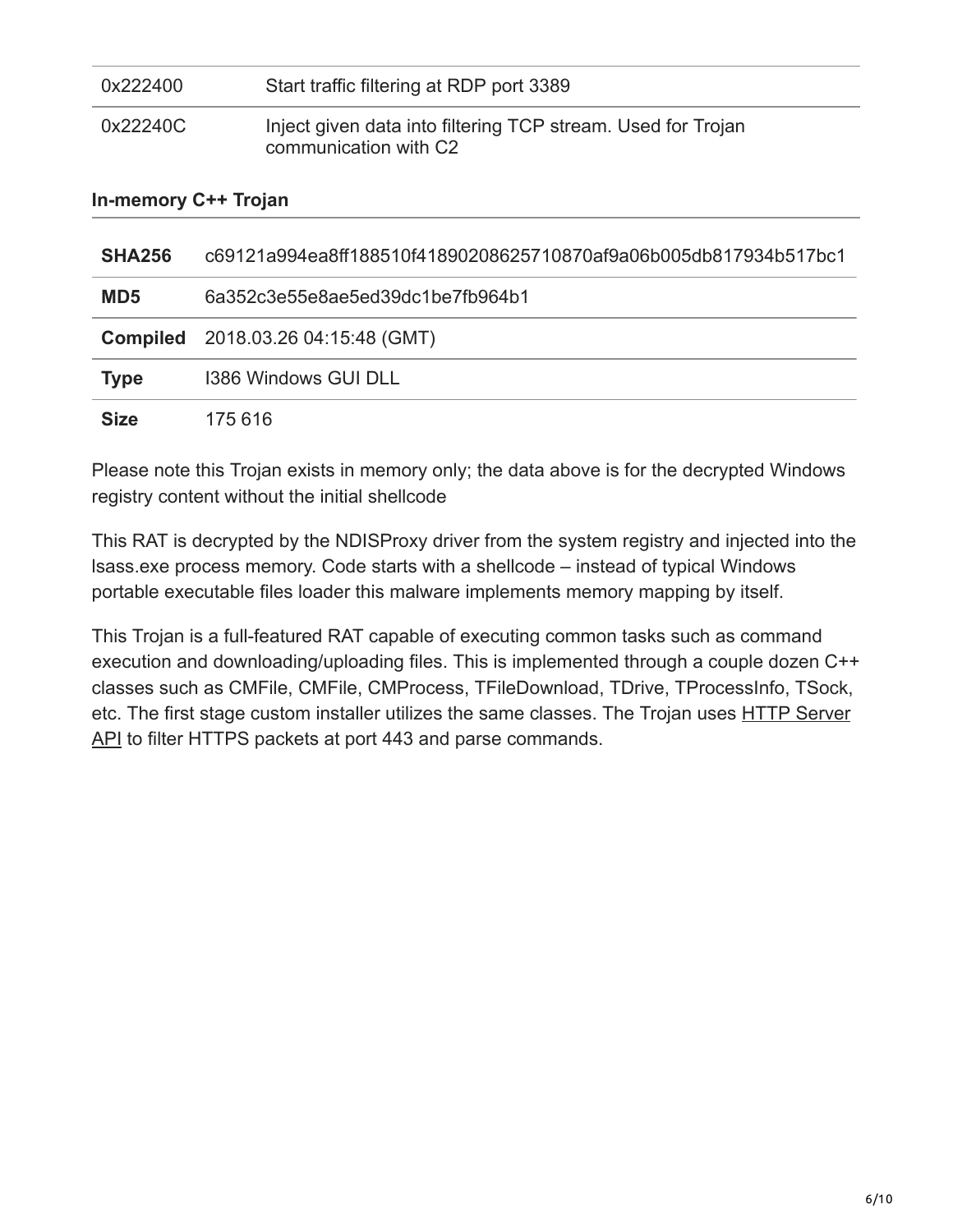| | |
|---|---|
| 0x222400 | Start traffic filtering at RDP port 3389 |
| 0x22240C | Inject given data into filtering TCP stream. Used for Trojan communication with C2 |

**In-memory C++ Trojan**

| | |
|---|---|
| **SHA256** | c69121a994ea8ff188510f41890208625710870af9a06b005db817934b517bc1 |
| **MD5** | 6a352c3e55e8ae5ed39dc1be7fb964b1 |
| **Compiled** | 2018.03.26 04:15:48 (GMT) |
| **Type** | I386 Windows GUI DLL |
| **Size** | 175 616 |

Please note this Trojan exists in memory only; the data above is for the decrypted Windows registry content without the initial shellcode

This RAT is decrypted by the NDISProxy driver from the system registry and injected into the lsass.exe process memory. Code starts with a shellcode – instead of typical Windows portable executable files loader this malware implements memory mapping by itself.

This Trojan is a full-featured RAT capable of executing common tasks such as command execution and downloading/uploading files. This is implemented through a couple dozen C++ classes such as CMFile, CMFile, CMProcess, TFileDownload, TDrive, TProcessInfo, TSock, etc. The first stage custom installer utilizes the same classes. The Trojan uses HTTP Server API to filter HTTPS packets at port 443 and parse commands.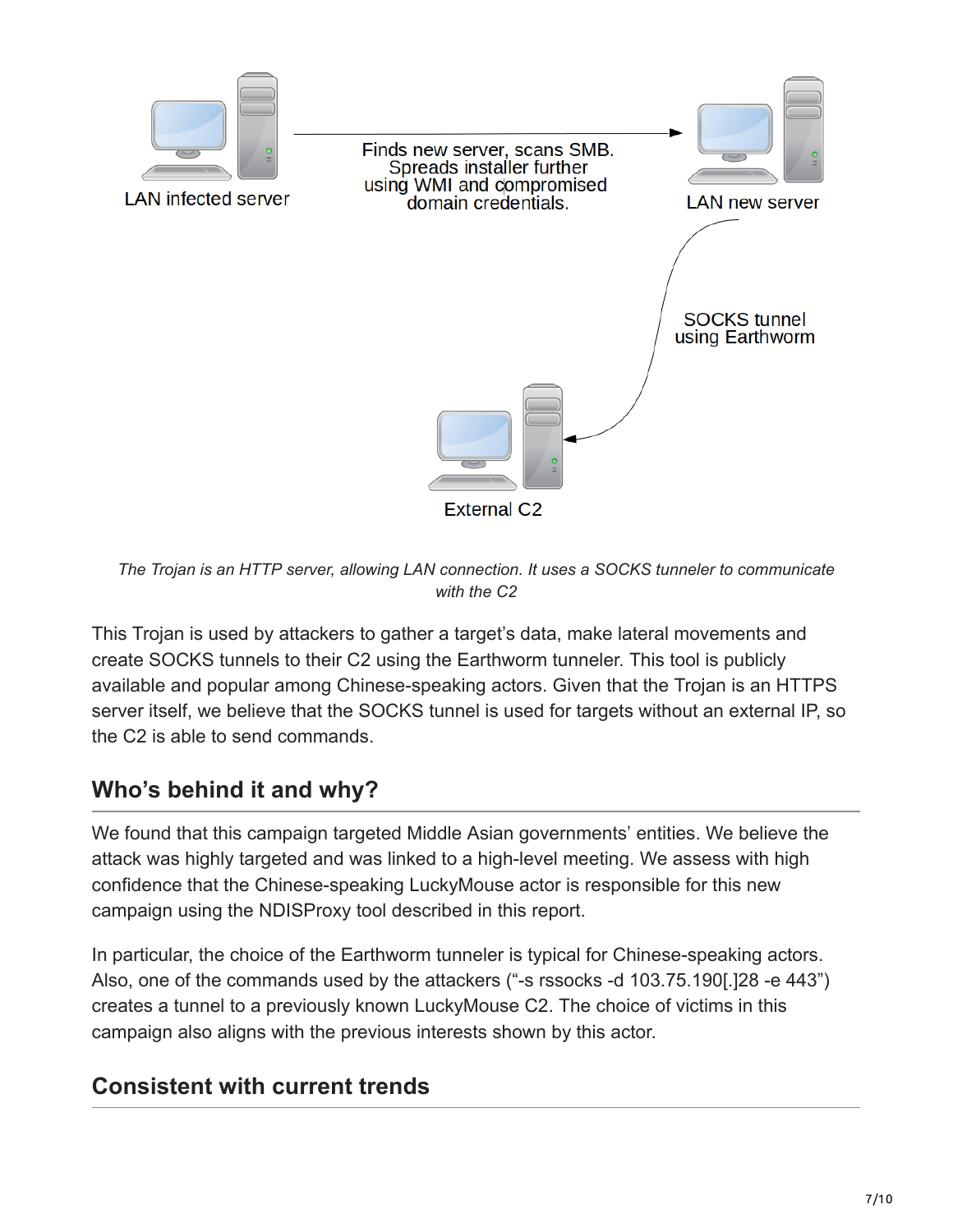LAN infected server

Finds new server, scans SMB. Spreads installer further using WMI and compromised domain credentials.

LAN new server

SOCKS tunnel using Earthworm

External C2

*The Trojan is an HTTP server, allowing LAN connection. It uses a SOCKS tunneler to communicate with the C2*

This Trojan is used by attackers to gather a target's data, make lateral movements and create SOCKS tunnels to their C2 using the Earthworm tunneler. This tool is publicly available and popular among Chinese-speaking actors. Given that the Trojan is an HTTPS server itself, we believe that the SOCKS tunnel is used for targets without an external IP, so the C2 is able to send commands.

## Who's behind it and why?

We found that this campaign targeted Middle Asian governments' entities. We believe the attack was highly targeted and was linked to a high-level meeting. We assess with high confidence that the Chinese-speaking LuckyMouse actor is responsible for this new campaign using the NDISProxy tool described in this report.

In particular, the choice of the Earthworm tunneler is typical for Chinese-speaking actors. Also, one of the commands used by the attackers ("-s rssocks -d 103.75.190[.]28 -e 443") creates a tunnel to a previously known LuckyMouse C2. The choice of victims in this campaign also aligns with the previous interests shown by this actor.

## Consistent with current trends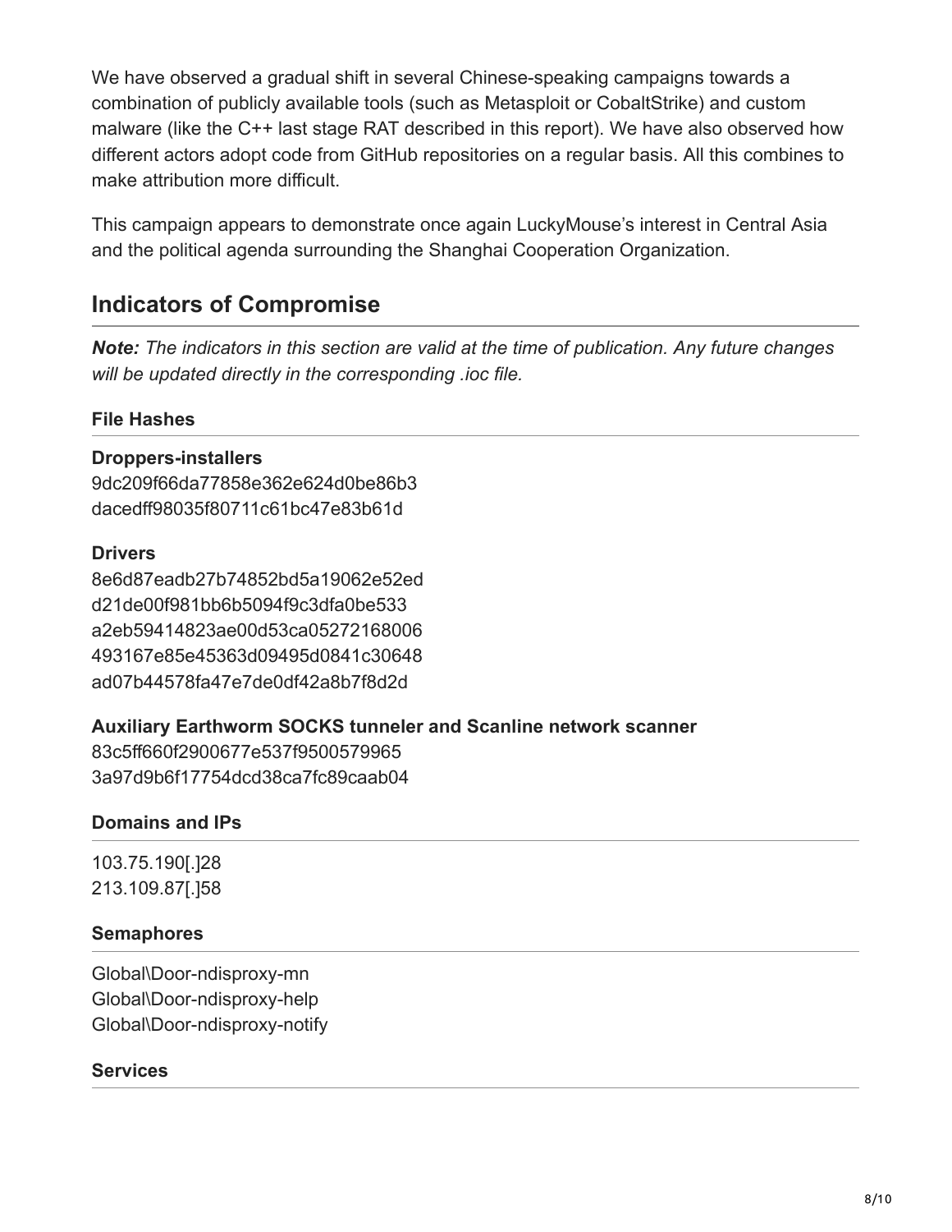We have observed a gradual shift in several Chinese-speaking campaigns towards a combination of publicly available tools (such as Metasploit or CobaltStrike) and custom malware (like the C++ last stage RAT described in this report). We have also observed how different actors adopt code from GitHub repositories on a regular basis. All this combines to make attribution more difficult.

This campaign appears to demonstrate once again LuckyMouse's interest in Central Asia and the political agenda surrounding the Shanghai Cooperation Organization.

## Indicators of Compromise

***Note:*** *The indicators in this section are valid at the time of publication. Any future changes will be updated directly in the corresponding .ioc file.*

### File Hashes

**Droppers-installers**
9dc209f66da77858e362e624d0be86b3
dacedff98035f80711c61bc47e83b61d

**Drivers**
8e6d87eadb27b74852bd5a19062e52ed
d21de00f981bb6b5094f9c3dfa0be533
a2eb59414823ae00d53ca05272168006
493167e85e45363d09495d0841c30648
ad07b44578fa47e7de0df42a8b7f8d2d

**Auxiliary Earthworm SOCKS tunneler and Scanline network scanner**
83c5ff660f2900677e537f9500579965
3a97d9b6f17754dcd38ca7fc89caab04

### Domains and IPs

103.75.190[.]28
213.109.87[.]58

### Semaphores

Global\Door-ndisproxy-mn
Global\Door-ndisproxy-help
Global\Door-ndisproxy-notify

### Services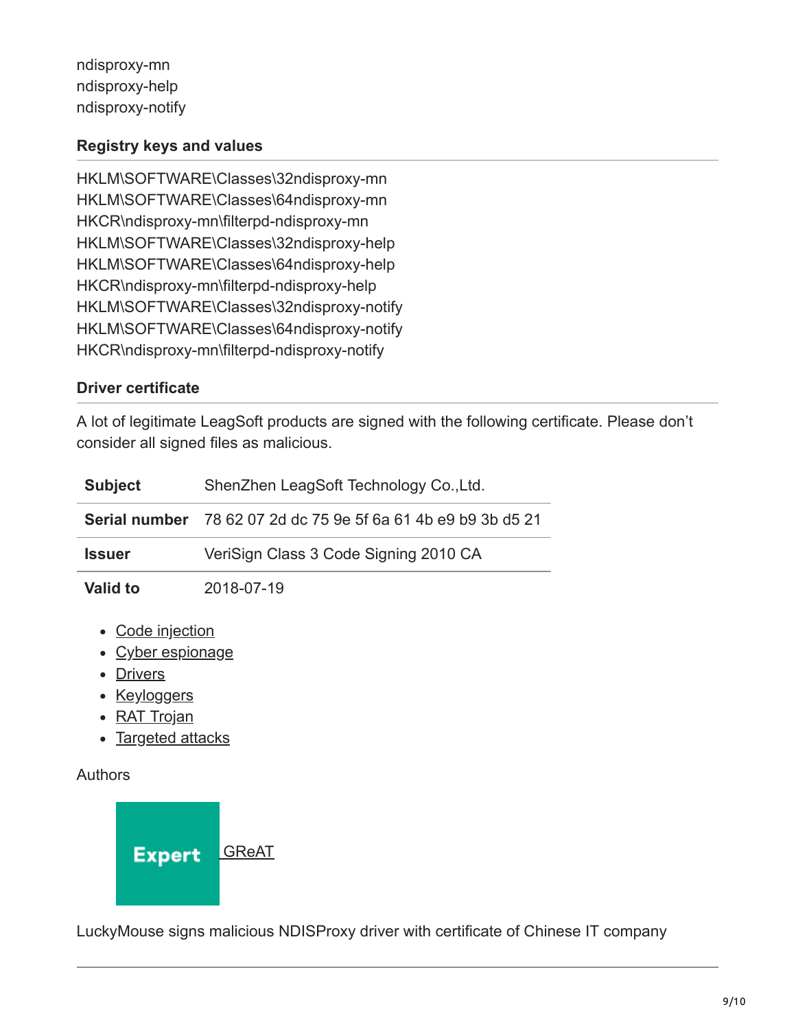ndisproxy-mn
ndisproxy-help
ndisproxy-notify

### Registry keys and values

HKLM\SOFTWARE\Classes\32ndisproxy-mn
HKLM\SOFTWARE\Classes\64ndisproxy-mn
HKCR\ndisproxy-mn\filterpd-ndisproxy-mn
HKLM\SOFTWARE\Classes\32ndisproxy-help
HKLM\SOFTWARE\Classes\64ndisproxy-help
HKCR\ndisproxy-mn\filterpd-ndisproxy-help
HKLM\SOFTWARE\Classes\32ndisproxy-notify
HKLM\SOFTWARE\Classes\64ndisproxy-notify
HKCR\ndisproxy-mn\filterpd-ndisproxy-notify

### Driver certificate

A lot of legitimate LeagSoft products are signed with the following certificate. Please don't consider all signed files as malicious.

| | |
|---|---|
| **Subject** | ShenZhen LeagSoft Technology Co.,Ltd. |
| **Serial number** | 78 62 07 2d dc 75 9e 5f 6a 61 4b e9 b9 3b d5 21 |
| **Issuer** | VeriSign Class 3 Code Signing 2010 CA |
| **Valid to** | 2018-07-19 |

- Code injection
- Cyber espionage
- Drivers
- Keyloggers
- RAT Trojan
- Targeted attacks

Authors

Expert GReAT

LuckyMouse signs malicious NDISProxy driver with certificate of Chinese IT company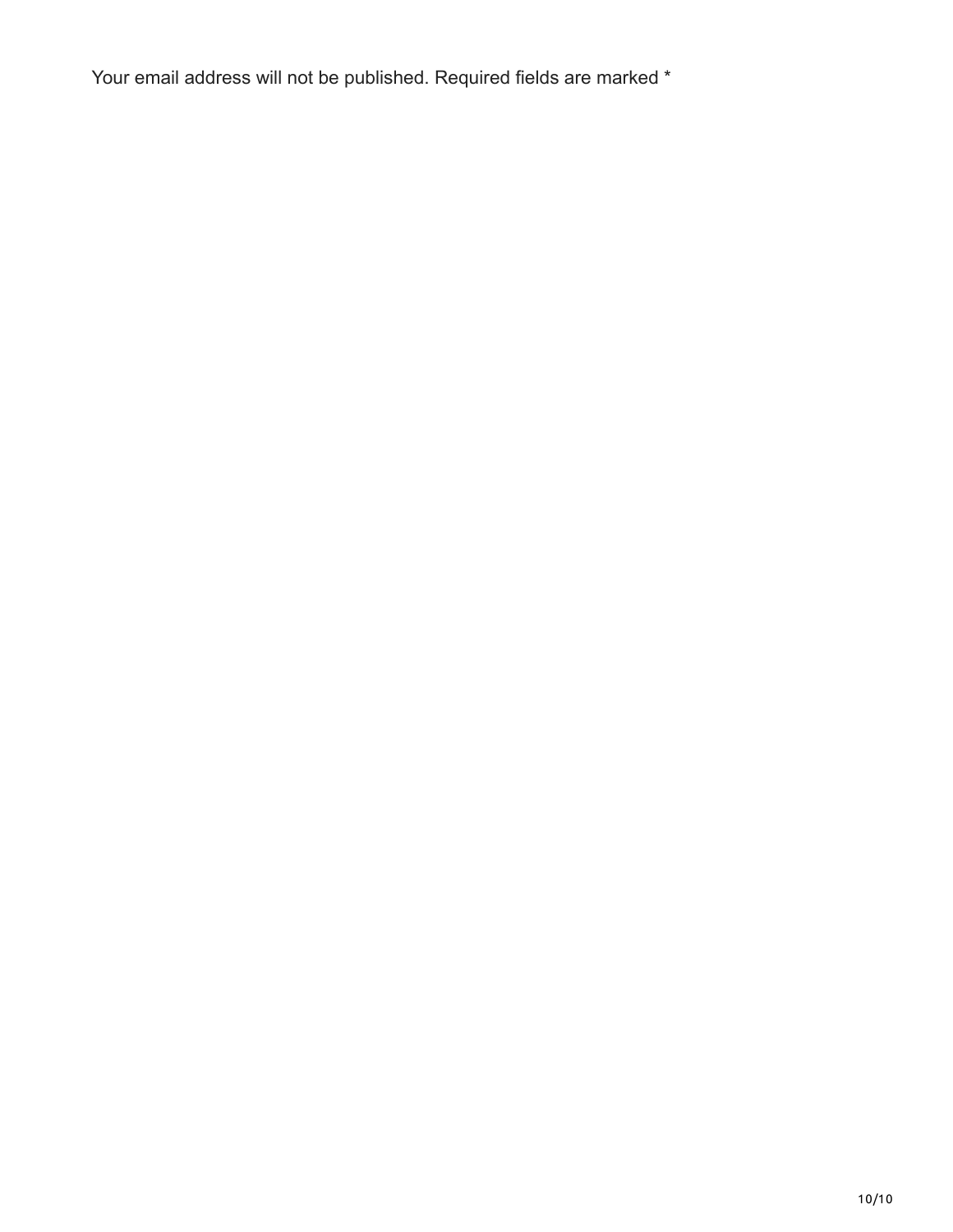Your email address will not be published. Required fields are marked *